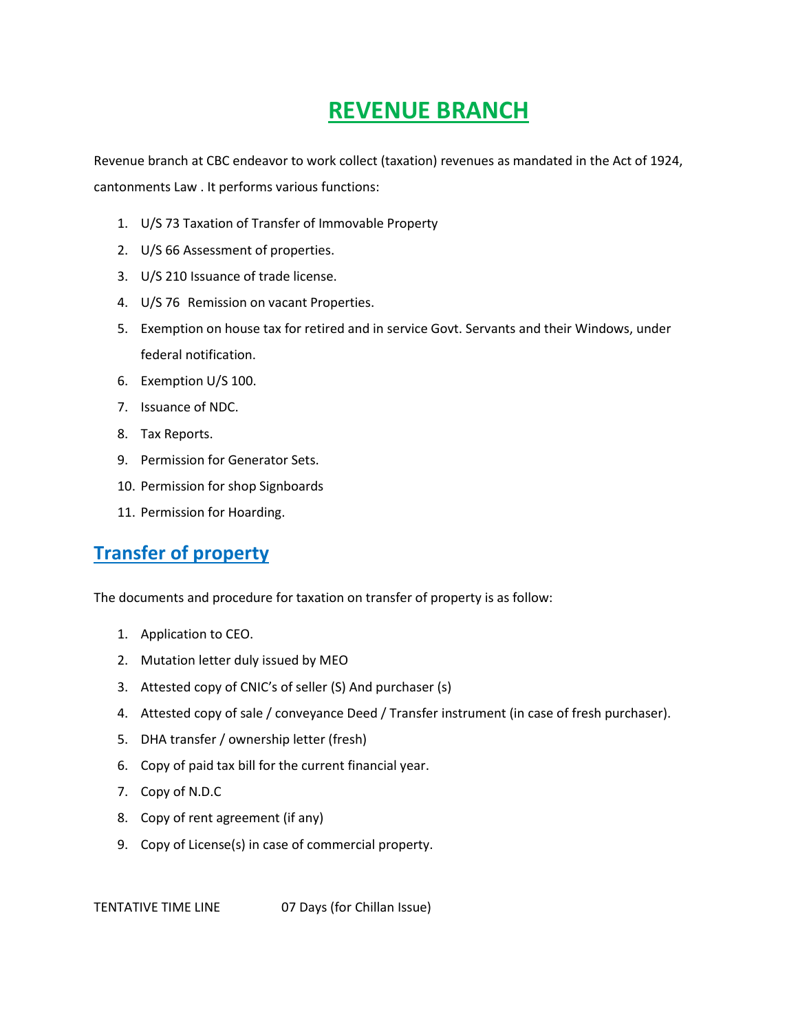# REVENUE BRANCH

Revenue branch at CBC endeavor to work collect (taxation) revenues as mandated in the Act of 1924, cantonments Law . It performs various functions:

1. U/S 73 Taxation of Transfer of Immovable Property
2. U/S 66 Assessment of properties.
3. U/S 210 Issuance of trade license.
4. U/S 76  Remission on vacant Properties.
5. Exemption on house tax for retired and in service Govt. Servants and their Windows, under federal notification.
6. Exemption U/S 100.
7. Issuance of NDC.
8. Tax Reports.
9. Permission for Generator Sets.
10. Permission for shop Signboards
11. Permission for Hoarding.

## Transfer of property

The documents and procedure for taxation on transfer of property is as follow:

1. Application to CEO.
2. Mutation letter duly issued by MEO
3. Attested copy of CNIC's of seller (S) And purchaser (s)
4. Attested copy of sale / conveyance Deed / Transfer instrument (in case of fresh purchaser).
5. DHA transfer / ownership letter (fresh)
6. Copy of paid tax bill for the current financial year.
7. Copy of N.D.C
8. Copy of rent agreement (if any)
9. Copy of License(s) in case of commercial property.

TENTATIVE TIME LINE  07 Days (for Chillan Issue)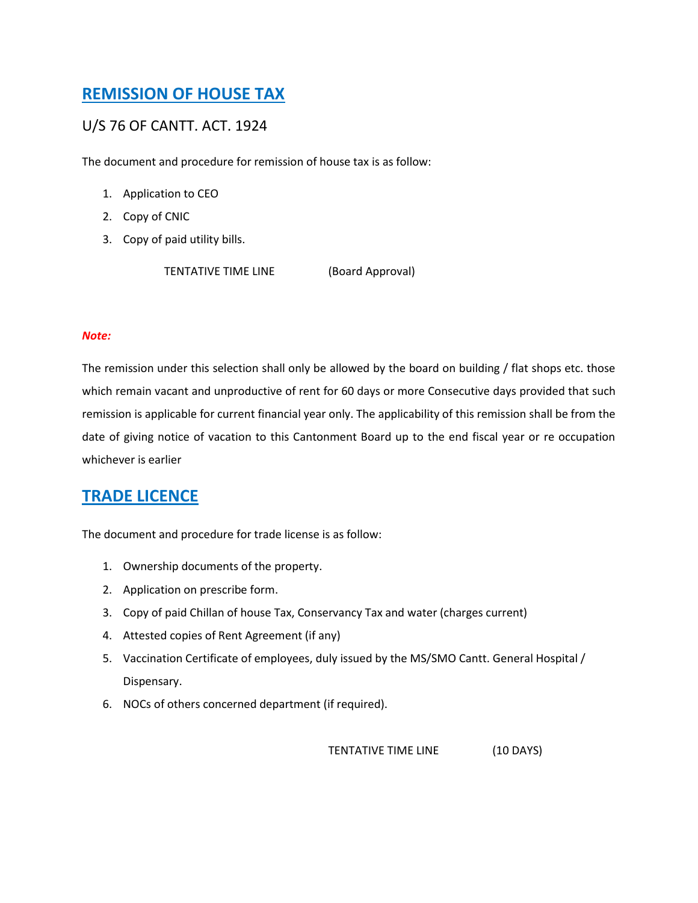## REMISSION OF HOUSE TAX

### U/S 76 OF CANTT. ACT. 1924

The document and procedure for remission of house tax is as follow:

1. Application to CEO
2. Copy of CNIC
3. Copy of paid utility bills.

TENTATIVE TIME LINE (Board Approval)

***Note:***

The remission under this selection shall only be allowed by the board on building / flat shops etc. those which remain vacant and unproductive of rent for 60 days or more Consecutive days provided that such remission is applicable for current financial year only. The applicability of this remission shall be from the date of giving notice of vacation to this Cantonment Board up to the end fiscal year or re occupation whichever is earlier

## TRADE LICENCE

The document and procedure for trade license is as follow:

1. Ownership documents of the property.
2. Application on prescribe form.
3. Copy of paid Chillan of house Tax, Conservancy Tax and water (charges current)
4. Attested copies of Rent Agreement (if any)
5. Vaccination Certificate of employees, duly issued by the MS/SMO Cantt. General Hospital / Dispensary.
6. NOCs of others concerned department (if required).

TENTATIVE TIME LINE (10 DAYS)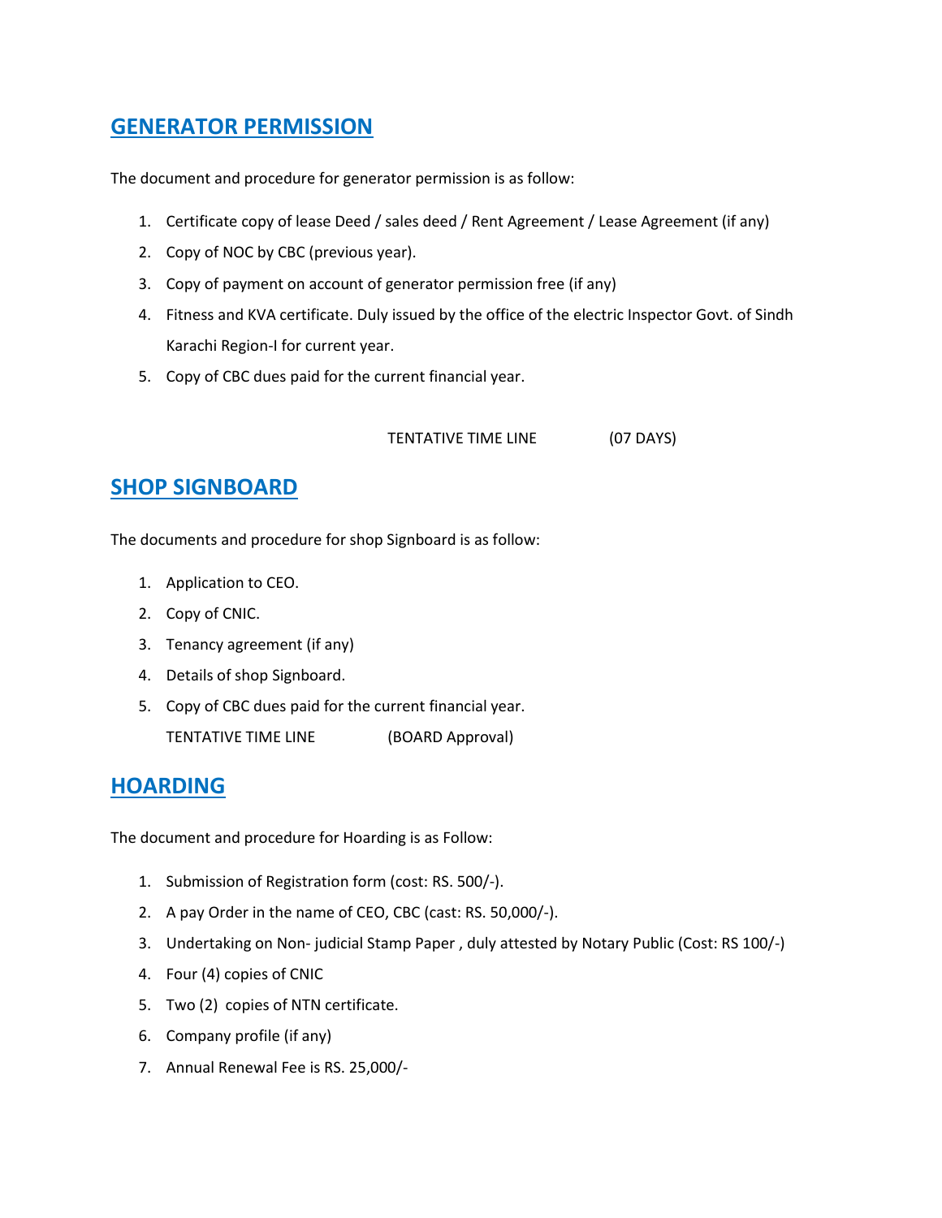## GENERATOR PERMISSION

The document and procedure for generator permission is as follow:

1. Certificate copy of lease Deed / sales deed / Rent Agreement / Lease Agreement (if any)
2. Copy of NOC by CBC (previous year).
3. Copy of payment on account of generator permission free (if any)
4. Fitness and KVA certificate. Duly issued by the office of the electric Inspector Govt. of Sindh Karachi Region-I for current year.
5. Copy of CBC dues paid for the current financial year.

TENTATIVE TIME LINE (07 DAYS)

## SHOP SIGNBOARD

The documents and procedure for shop Signboard is as follow:

1. Application to CEO.
2. Copy of CNIC.
3. Tenancy agreement (if any)
4. Details of shop Signboard.
5. Copy of CBC dues paid for the current financial year.

   TENTATIVE TIME LINE (BOARD Approval)

## HOARDING

The document and procedure for Hoarding is as Follow:

1. Submission of Registration form (cost: RS. 500/-).
2. A pay Order in the name of CEO, CBC (cast: RS. 50,000/-).
3. Undertaking on Non- judicial Stamp Paper , duly attested by Notary Public (Cost: RS 100/-)
4. Four (4) copies of CNIC
5. Two (2) copies of NTN certificate.
6. Company profile (if any)
7. Annual Renewal Fee is RS. 25,000/-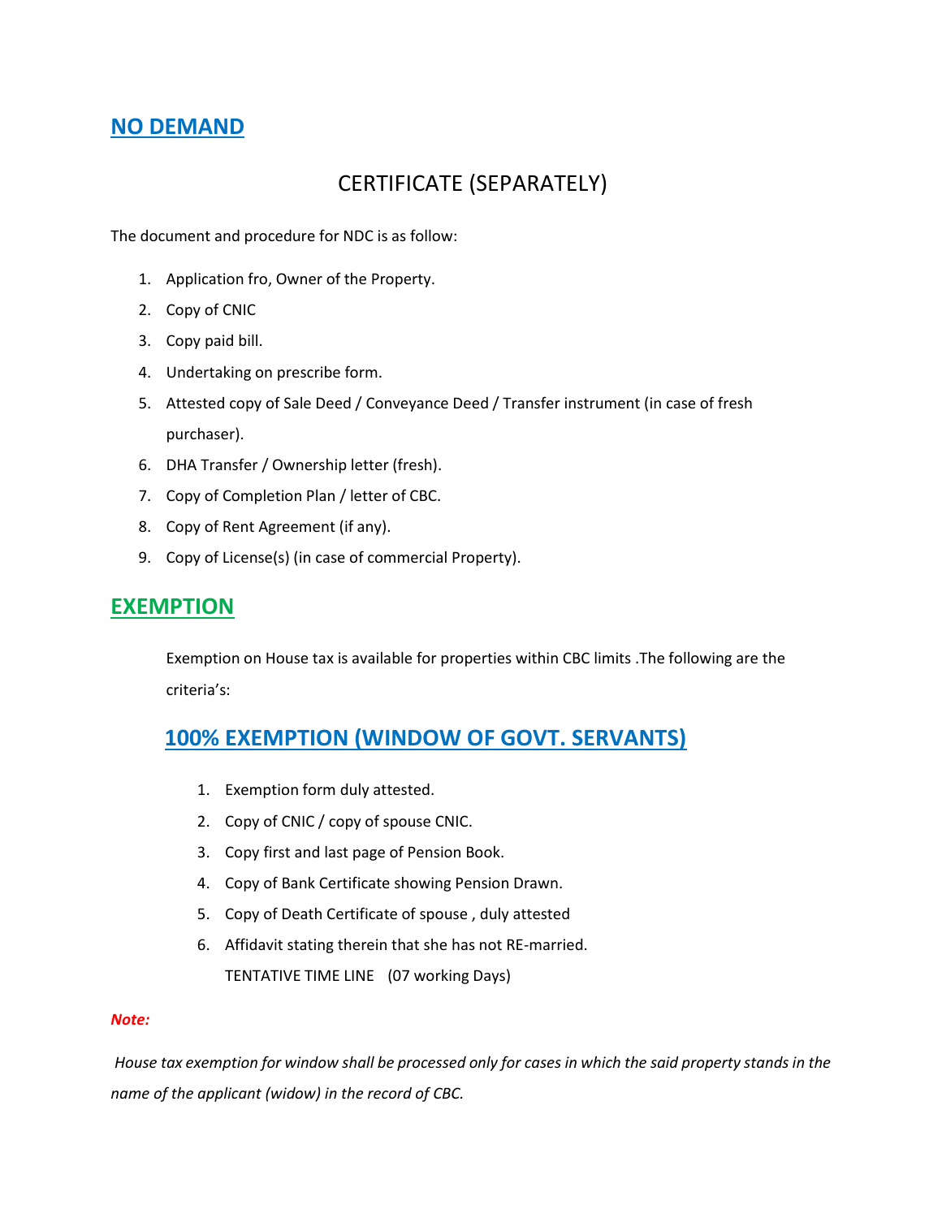## NO DEMAND

### CERTIFICATE (SEPARATELY)

The document and procedure for NDC is as follow:

1. Application fro, Owner of the Property.
2. Copy of CNIC
3. Copy paid bill.
4. Undertaking on prescribe form.
5. Attested copy of Sale Deed / Conveyance Deed / Transfer instrument (in case of fresh purchaser).
6. DHA Transfer / Ownership letter (fresh).
7. Copy of Completion Plan / letter of CBC.
8. Copy of Rent Agreement (if any).
9. Copy of License(s) (in case of commercial Property).

## EXEMPTION

Exemption on House tax is available for properties within CBC limits .The following are the criteria's:

### 100% EXEMPTION (WINDOW OF GOVT. SERVANTS)

1. Exemption form duly attested.
2. Copy of CNIC / copy of spouse CNIC.
3. Copy first and last page of Pension Book.
4. Copy of Bank Certificate showing Pension Drawn.
5. Copy of Death Certificate of spouse , duly attested
6. Affidavit stating therein that she has not RE-married.

TENTATIVE TIME LINE (07 working Days)

***Note:***

*House tax exemption for window shall be processed only for cases in which the said property stands in the name of the applicant (widow) in the record of CBC.*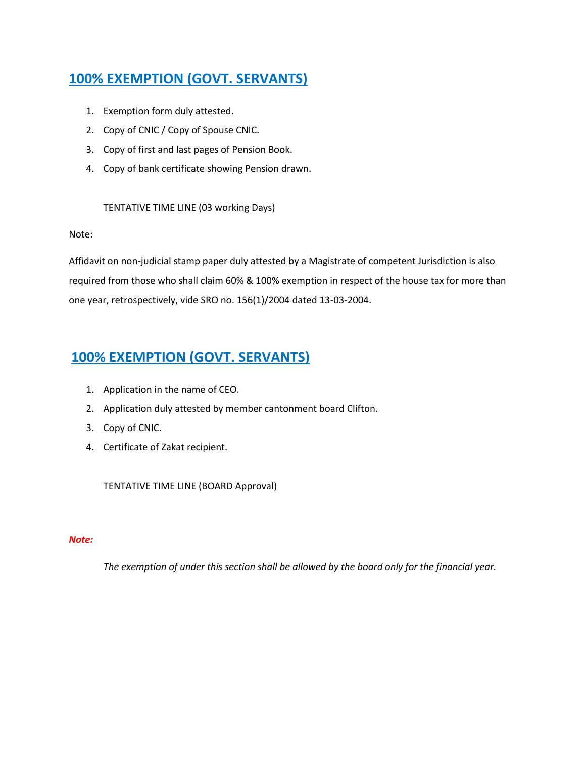## 100% EXEMPTION (GOVT. SERVANTS)

1. Exemption form duly attested.
2. Copy of CNIC / Copy of Spouse CNIC.
3. Copy of first and last pages of Pension Book.
4. Copy of bank certificate showing Pension drawn.

TENTATIVE TIME LINE (03 working Days)

Note:

Affidavit on non-judicial stamp paper duly attested by a Magistrate of competent Jurisdiction is also required from those who shall claim 60% & 100% exemption in respect of the house tax for more than one year, retrospectively, vide SRO no. 156(1)/2004 dated 13-03-2004.

## 100% EXEMPTION (GOVT. SERVANTS)

1. Application in the name of CEO.
2. Application duly attested by member cantonment board Clifton.
3. Copy of CNIC.
4. Certificate of Zakat recipient.

TENTATIVE TIME LINE (BOARD Approval)

***Note:***

*The exemption of under this section shall be allowed by the board only for the financial year.*